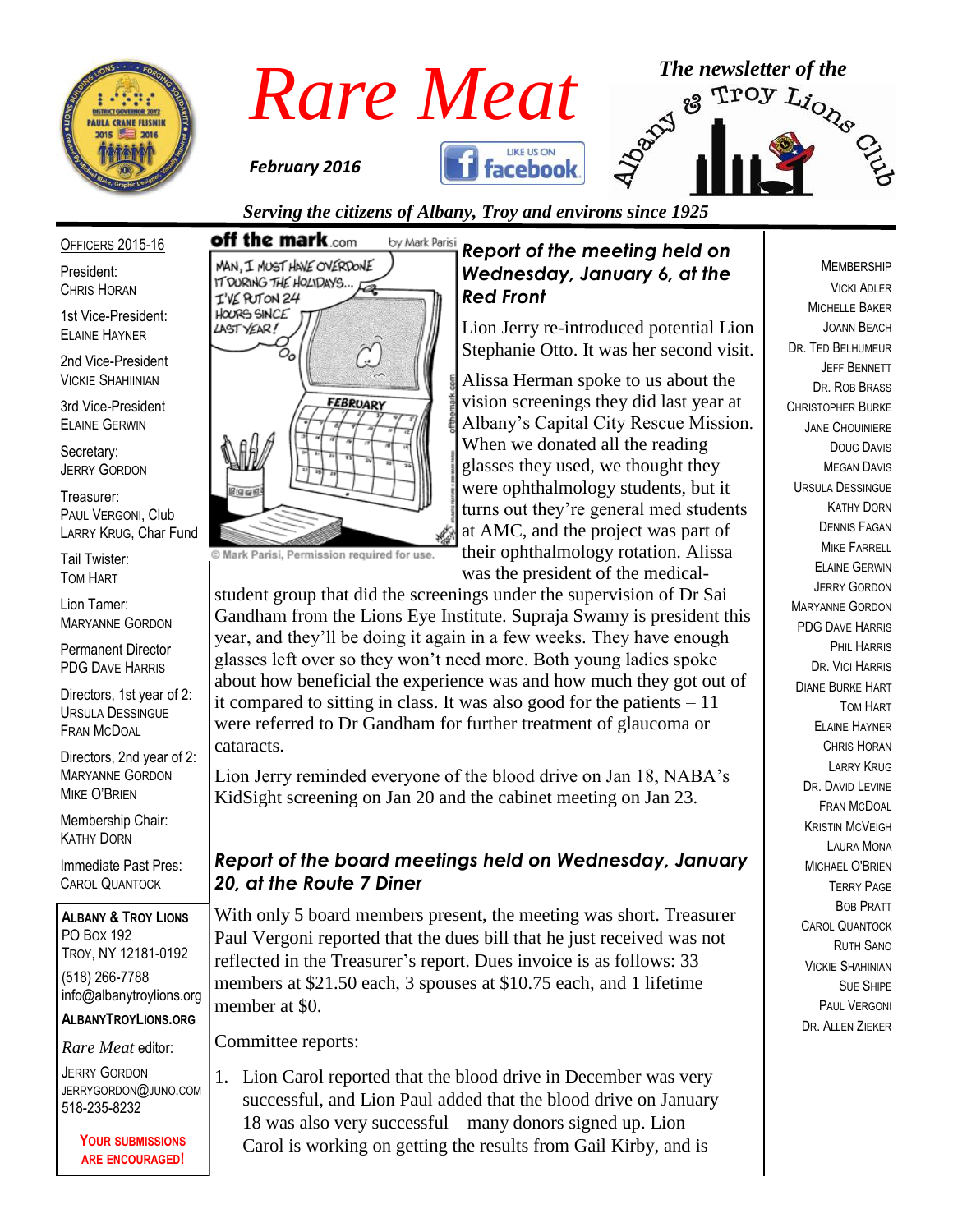# Rare Meat

*The newsletter of the Albany & Troy Lions Club*

***February 2016***

***Serving the citizens of Albany, Troy and environs since 1925***

OFFICERS 2015-16

President:
CHRIS HORAN

1st Vice-President:
ELAINE HAYNER

2nd Vice-President
VICKIE SHAHIINIAN

3rd Vice-President
ELAINE GERWIN

Secretary:
JERRY GORDON

Treasurer:
PAUL VERGONI, Club
LARRY KRUG, Char Fund

Tail Twister:
TOM HART

Lion Tamer:
MARYANNE GORDON

Permanent Director
PDG DAVE HARRIS

Directors, 1st year of 2:
URSULA DESSINGUE
FRAN MCDOAL

Directors, 2nd year of 2:
MARYANNE GORDON
MIKE O'BRIEN

Membership Chair:
KATHY DORN

Immediate Past Pres:
CAROL QUANTOCK

**ALBANY & TROY LIONS**
PO BOX 192
TROY, NY 12181-0192
(518) 266-7788
info@albanytroylions.org
**ALBANYTROYLIONS.ORG**

*Rare Meat* editor:
JERRY GORDON
JERRYGORDON@JUNO.COM
518-235-8232

**YOUR SUBMISSIONS ARE ENCOURAGED!**

© Mark Parisi, Permission required for use.

## *Report of the meeting held on Wednesday, January 6, at the Red Front*

Lion Jerry re-introduced potential Lion Stephanie Otto. It was her second visit.

Alissa Herman spoke to us about the vision screenings they did last year at Albany's Capital City Rescue Mission. When we donated all the reading glasses they used, we thought they were ophthalmology students, but it turns out they're general med students at AMC, and the project was part of their ophthalmology rotation. Alissa was the president of the medical-student group that did the screenings under the supervision of Dr Sai Gandham from the Lions Eye Institute. Supraja Swamy is president this year, and they'll be doing it again in a few weeks. They have enough glasses left over so they won't need more. Both young ladies spoke about how beneficial the experience was and how much they got out of it compared to sitting in class. It was also good for the patients – 11 were referred to Dr Gandham for further treatment of glaucoma or cataracts.

Lion Jerry reminded everyone of the blood drive on Jan 18, NABA's KidSight screening on Jan 20 and the cabinet meeting on Jan 23.

## *Report of the board meetings held on Wednesday, January 20, at the Route 7 Diner*

With only 5 board members present, the meeting was short. Treasurer Paul Vergoni reported that the dues bill that he just received was not reflected in the Treasurer's report. Dues invoice is as follows: 33 members at $21.50 each, 3 spouses at $10.75 each, and 1 lifetime member at $0.

Committee reports:

1. Lion Carol reported that the blood drive in December was very successful, and Lion Paul added that the blood drive on January 18 was also very successful—many donors signed up. Lion Carol is working on getting the results from Gail Kirby, and is

MEMBERSHIP

VICKI ADLER
MICHELLE BAKER
JOANN BEACH
DR. TED BELHUMEUR
JEFF BENNETT
DR. ROB BRASS
CHRISTOPHER BURKE
JANE CHOUINIERE
DOUG DAVIS
MEGAN DAVIS
URSULA DESSINGUE
KATHY DORN
DENNIS FAGAN
MIKE FARRELL
ELAINE GERWIN
JERRY GORDON
MARYANNE GORDON
PDG DAVE HARRIS
PHIL HARRIS
DR. VICI HARRIS
DIANE BURKE HART
TOM HART
ELAINE HAYNER
CHRIS HORAN
LARRY KRUG
DR. DAVID LEVINE
FRAN MCDOAL
KRISTIN MCVEIGH
LAURA MONA
MICHAEL O'BRIEN
TERRY PAGE
BOB PRATT
CAROL QUANTOCK
RUTH SANO
VICKIE SHAHINIAN
SUE SHIPE
PAUL VERGONI
DR. ALLEN ZIEKER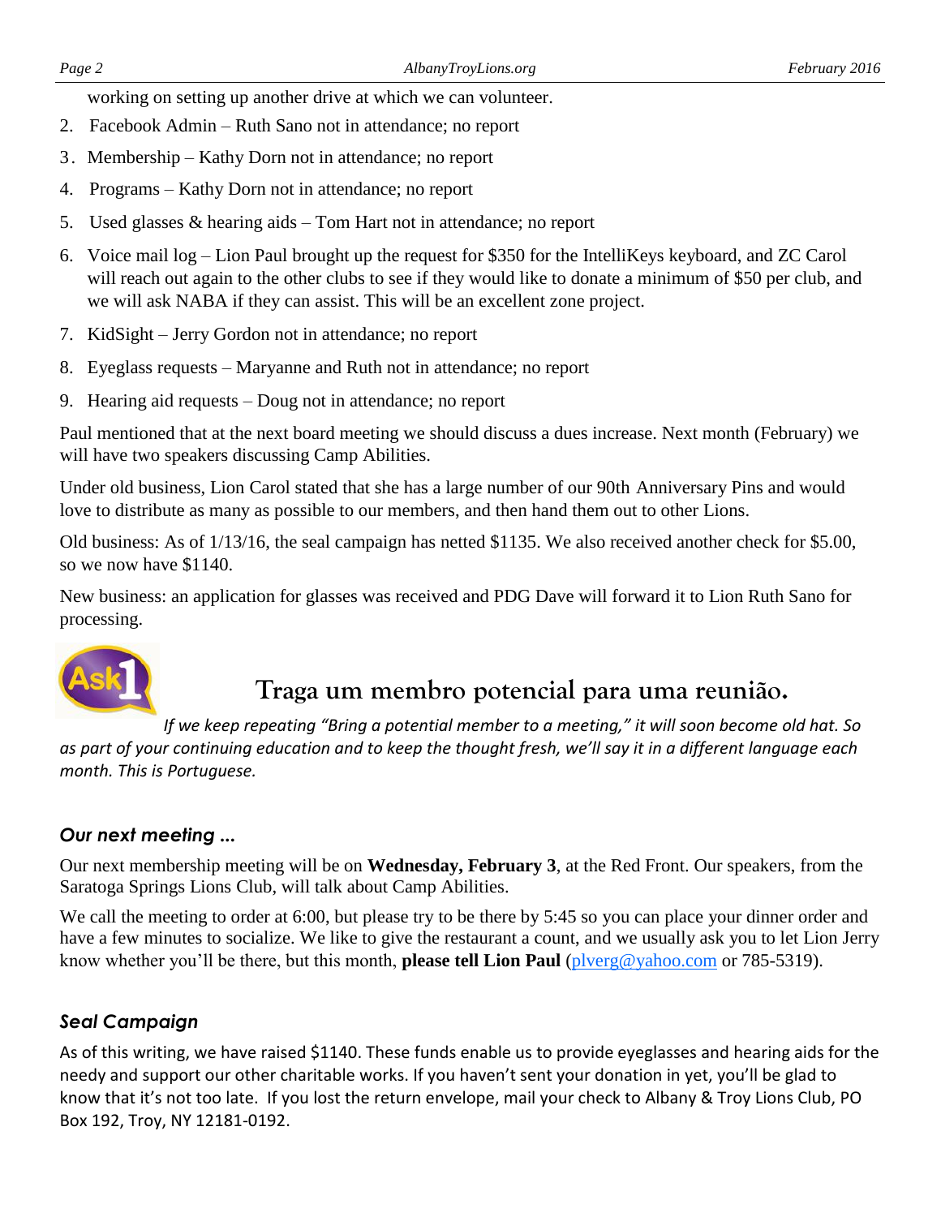working on setting up another drive at which we can volunteer.

2. Facebook Admin – Ruth Sano not in attendance; no report
3. Membership – Kathy Dorn not in attendance; no report
4. Programs – Kathy Dorn not in attendance; no report
5. Used glasses & hearing aids – Tom Hart not in attendance; no report
6. Voice mail log – Lion Paul brought up the request for $350 for the IntelliKeys keyboard, and ZC Carol will reach out again to the other clubs to see if they would like to donate a minimum of $50 per club, and we will ask NABA if they can assist. This will be an excellent zone project.
7. KidSight – Jerry Gordon not in attendance; no report
8. Eyeglass requests – Maryanne and Ruth not in attendance; no report
9. Hearing aid requests – Doug not in attendance; no report

Paul mentioned that at the next board meeting we should discuss a dues increase. Next month (February) we will have two speakers discussing Camp Abilities.

Under old business, Lion Carol stated that she has a large number of our 90th Anniversary Pins and would love to distribute as many as possible to our members, and then hand them out to other Lions.

Old business: As of 1/13/16, the seal campaign has netted $1135. We also received another check for $5.00, so we now have $1140.

New business: an application for glasses was received and PDG Dave will forward it to Lion Ruth Sano for processing.

## Traga um membro potencial para uma reunião.

*If we keep repeating "Bring a potential member to a meeting," it will soon become old hat. So as part of your continuing education and to keep the thought fresh, we'll say it in a different language each month. This is Portuguese.*

### *Our next meeting ...*

Our next membership meeting will be on **Wednesday, February 3**, at the Red Front. Our speakers, from the Saratoga Springs Lions Club, will talk about Camp Abilities.

We call the meeting to order at 6:00, but please try to be there by 5:45 so you can place your dinner order and have a few minutes to socialize. We like to give the restaurant a count, and we usually ask you to let Lion Jerry know whether you'll be there, but this month, **please tell Lion Paul** (plverg@yahoo.com or 785-5319).

### *Seal Campaign*

As of this writing, we have raised $1140. These funds enable us to provide eyeglasses and hearing aids for the needy and support our other charitable works. If you haven't sent your donation in yet, you'll be glad to know that it's not too late. If you lost the return envelope, mail your check to Albany & Troy Lions Club, PO Box 192, Troy, NY 12181-0192.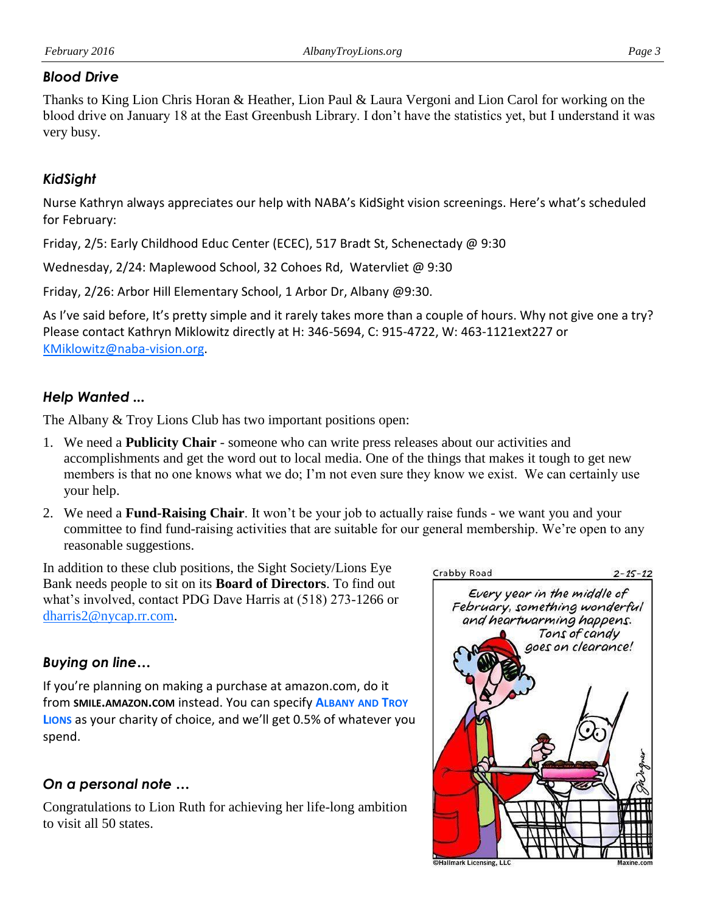### *Blood Drive*

Thanks to King Lion Chris Horan & Heather, Lion Paul & Laura Vergoni and Lion Carol for working on the blood drive on January 18 at the East Greenbush Library. I don't have the statistics yet, but I understand it was very busy.

### *KidSight*

Nurse Kathryn always appreciates our help with NABA's KidSight vision screenings. Here's what's scheduled for February:

Friday, 2/5: Early Childhood Educ Center (ECEC), 517 Bradt St, Schenectady @ 9:30

Wednesday, 2/24: Maplewood School, 32 Cohoes Rd, Watervliet @ 9:30

Friday, 2/26: Arbor Hill Elementary School, 1 Arbor Dr, Albany @9:30.

As I've said before, It's pretty simple and it rarely takes more than a couple of hours. Why not give one a try? Please contact Kathryn Miklowitz directly at H: 346-5694, C: 915-4722, W: 463-1121ext227 or KMiklowitz@naba-vision.org.

### *Help Wanted …*

The Albany & Troy Lions Club has two important positions open:

1. We need a **Publicity Chair** - someone who can write press releases about our activities and accomplishments and get the word out to local media. One of the things that makes it tough to get new members is that no one knows what we do; I'm not even sure they know we exist. We can certainly use your help.
2. We need a **Fund-Raising Chair**. It won't be your job to actually raise funds - we want you and your committee to find fund-raising activities that are suitable for our general membership. We're open to any reasonable suggestions.

In addition to these club positions, the Sight Society/Lions Eye Bank needs people to sit on its **Board of Directors**. To find out what's involved, contact PDG Dave Harris at (518) 273-1266 or dharris2@nycap.rr.com.

### *Buying on line…*

If you're planning on making a purchase at amazon.com, do it from **SMILE.AMAZON.COM** instead. You can specify **ALBANY AND TROY LIONS** as your charity of choice, and we'll get 0.5% of whatever you spend.

### *On a personal note …*

Congratulations to Lion Ruth for achieving her life-long ambition to visit all 50 states.

Crabby Road 2-15-12

Every year in the middle of February, something wonderful and heartwarming happens. Tons of candy goes on clearance!

©Hallmark Licensing, LLC Maxine.com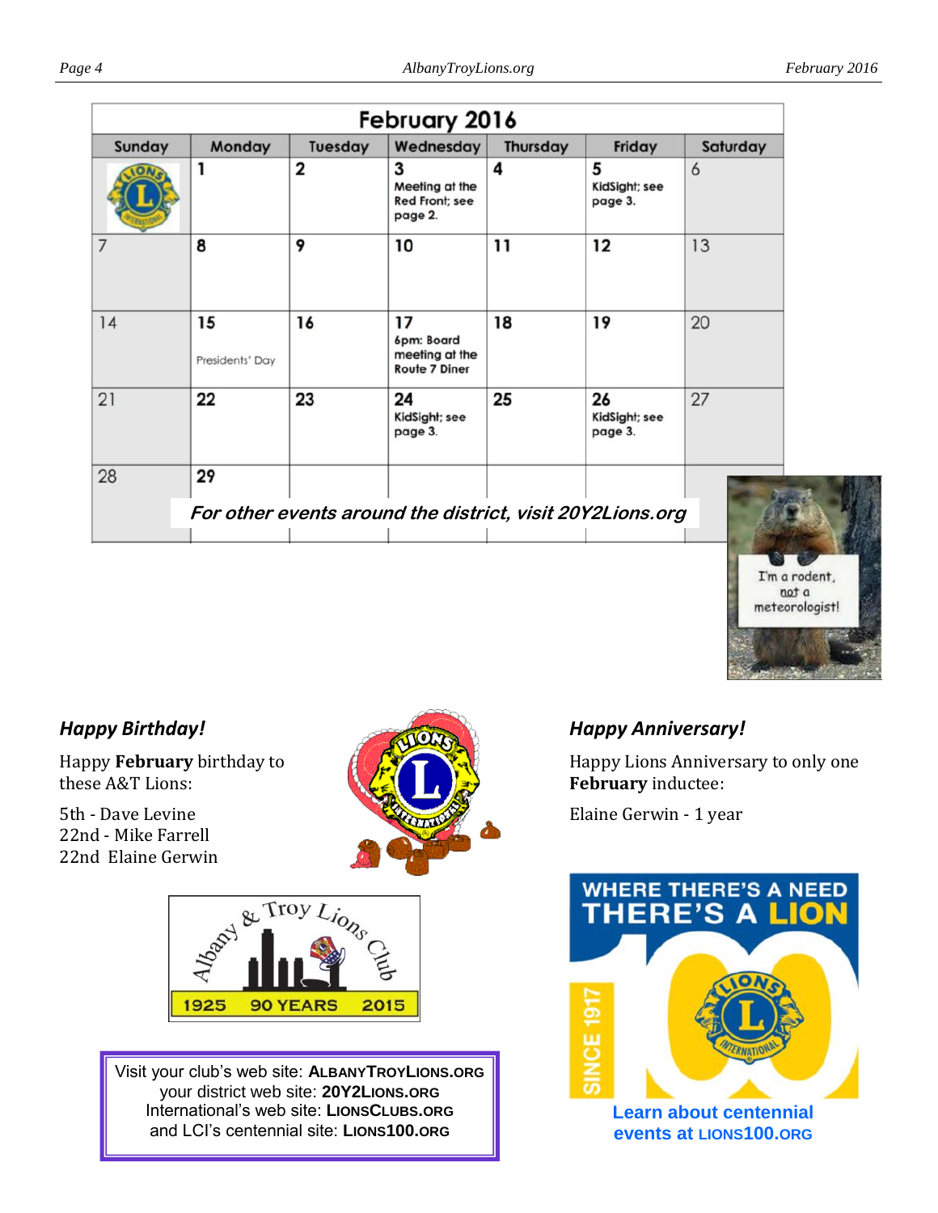## February 2016

| Sunday | Monday | Tuesday | Wednesday | Thursday | Friday | Saturday |
|---|---|---|---|---|---|---|
| | 1 | 2 | 3 Meeting at the Red Front; see page 2. | 4 | 5 KidSight; see page 3. | 6 |
| 7 | 8 | 9 | 10 | 11 | 12 | 13 |
| 14 | 15 Presidents' Day | 16 | 17 6pm: Board meeting at the Route 7 Diner | 18 | 19 | 20 |
| 21 | 22 | 23 | 24 KidSight; see page 3. | 25 | 26 KidSight; see page 3. | 27 |
| 28 | 29 | | | | | |

***For other events around the district, visit 20Y2Lions.org***

I'm a rodent, not a meteorologist!

### *Happy Birthday!*

Happy **February** birthday to these A&T Lions:

5th - Dave Levine
22nd - Mike Farrell
22nd Elaine Gerwin

### *Happy Anniversary!*

Happy Lions Anniversary to only one **February** inductee:

Elaine Gerwin - 1 year

Albany & Troy Lions Club
1925 90 YEARS 2015

Visit your club's web site: **ALBANYTROYLIONS.ORG**
your district web site: **20Y2LIONS.ORG**
International's web site: **LIONSCLUBS.ORG**
and LCI's centennial site: **LIONS100.ORG**

WHERE THERE'S A NEED THERE'S A LION
SINCE 1917

**Learn about centennial events at LIONS100.ORG**